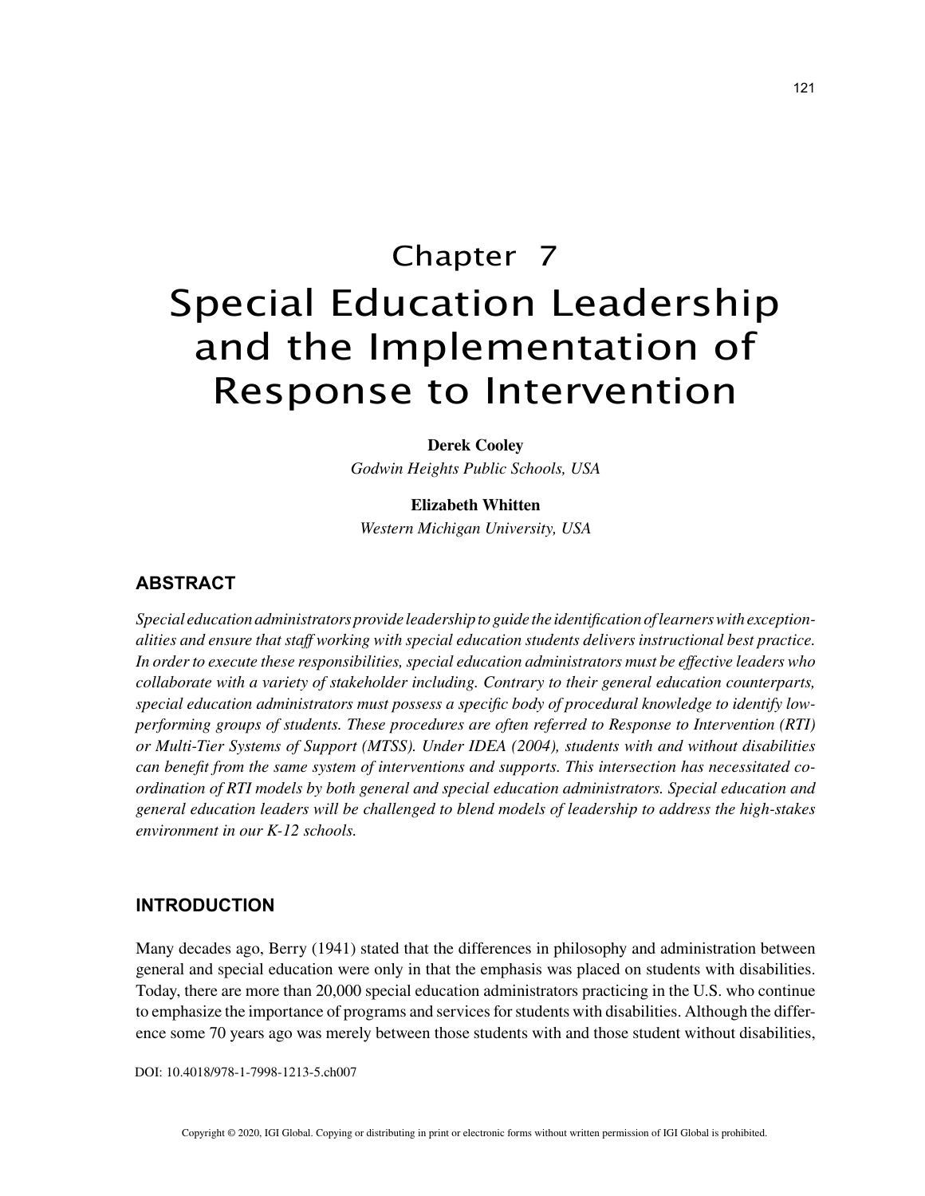# Chapter 7

# Special Education Leadership and the Implementation of Response to Intervention

**Derek Cooley**
*Godwin Heights Public Schools, USA*

**Elizabeth Whitten**
*Western Michigan University, USA*

## ABSTRACT

*Special education administrators provide leadership to guide the identification of learners with exceptionalities and ensure that staff working with special education students delivers instructional best practice. In order to execute these responsibilities, special education administrators must be effective leaders who collaborate with a variety of stakeholder including. Contrary to their general education counterparts, special education administrators must possess a specific body of procedural knowledge to identify low-performing groups of students. These procedures are often referred to Response to Intervention (RTI) or Multi-Tier Systems of Support (MTSS). Under IDEA (2004), students with and without disabilities can benefit from the same system of interventions and supports. This intersection has necessitated co-ordination of RTI models by both general and special education administrators. Special education and general education leaders will be challenged to blend models of leadership to address the high-stakes environment in our K-12 schools.*

## INTRODUCTION

Many decades ago, Berry (1941) stated that the differences in philosophy and administration between general and special education were only in that the emphasis was placed on students with disabilities. Today, there are more than 20,000 special education administrators practicing in the U.S. who continue to emphasize the importance of programs and services for students with disabilities. Although the difference some 70 years ago was merely between those students with and those student without disabilities,

DOI: 10.4018/978-1-7998-1213-5.ch007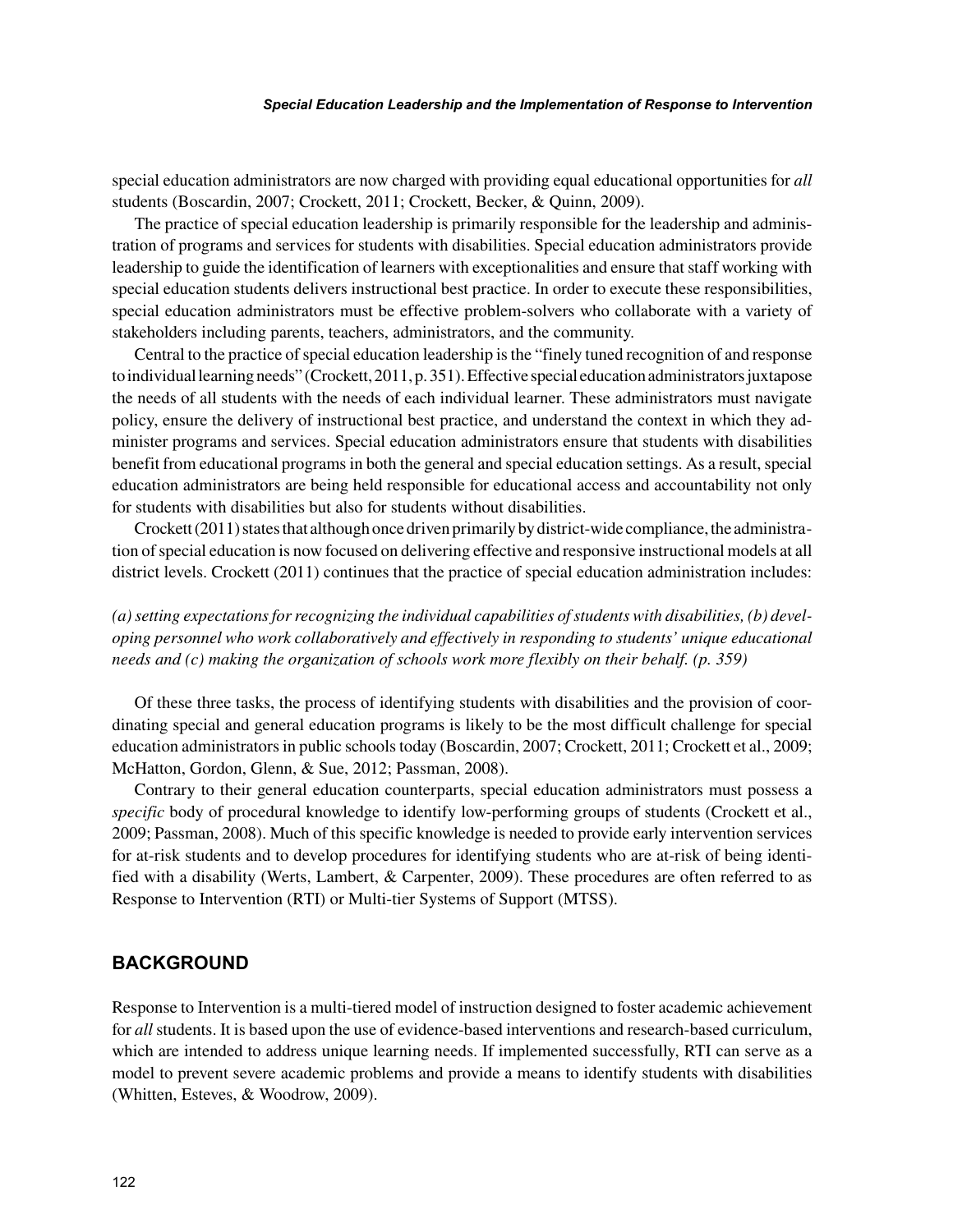special education administrators are now charged with providing equal educational opportunities for *all* students (Boscardin, 2007; Crockett, 2011; Crockett, Becker, & Quinn, 2009).

The practice of special education leadership is primarily responsible for the leadership and administration of programs and services for students with disabilities. Special education administrators provide leadership to guide the identification of learners with exceptionalities and ensure that staff working with special education students delivers instructional best practice. In order to execute these responsibilities, special education administrators must be effective problem-solvers who collaborate with a variety of stakeholders including parents, teachers, administrators, and the community.

Central to the practice of special education leadership is the "finely tuned recognition of and response to individual learning needs" (Crockett, 2011, p. 351). Effective special education administrators juxtapose the needs of all students with the needs of each individual learner. These administrators must navigate policy, ensure the delivery of instructional best practice, and understand the context in which they administer programs and services. Special education administrators ensure that students with disabilities benefit from educational programs in both the general and special education settings. As a result, special education administrators are being held responsible for educational access and accountability not only for students with disabilities but also for students without disabilities.

Crockett (2011) states that although once driven primarily by district-wide compliance, the administration of special education is now focused on delivering effective and responsive instructional models at all district levels. Crockett (2011) continues that the practice of special education administration includes:

*(a) setting expectations for recognizing the individual capabilities of students with disabilities, (b) developing personnel who work collaboratively and effectively in responding to students' unique educational needs and (c) making the organization of schools work more flexibly on their behalf. (p. 359)*

Of these three tasks, the process of identifying students with disabilities and the provision of coordinating special and general education programs is likely to be the most difficult challenge for special education administrators in public schools today (Boscardin, 2007; Crockett, 2011; Crockett et al., 2009; McHatton, Gordon, Glenn, & Sue, 2012; Passman, 2008).

Contrary to their general education counterparts, special education administrators must possess a *specific* body of procedural knowledge to identify low-performing groups of students (Crockett et al., 2009; Passman, 2008). Much of this specific knowledge is needed to provide early intervention services for at-risk students and to develop procedures for identifying students who are at-risk of being identified with a disability (Werts, Lambert, & Carpenter, 2009). These procedures are often referred to as Response to Intervention (RTI) or Multi-tier Systems of Support (MTSS).

## BACKGROUND

Response to Intervention is a multi-tiered model of instruction designed to foster academic achievement for *all* students. It is based upon the use of evidence-based interventions and research-based curriculum, which are intended to address unique learning needs. If implemented successfully, RTI can serve as a model to prevent severe academic problems and provide a means to identify students with disabilities (Whitten, Esteves, & Woodrow, 2009).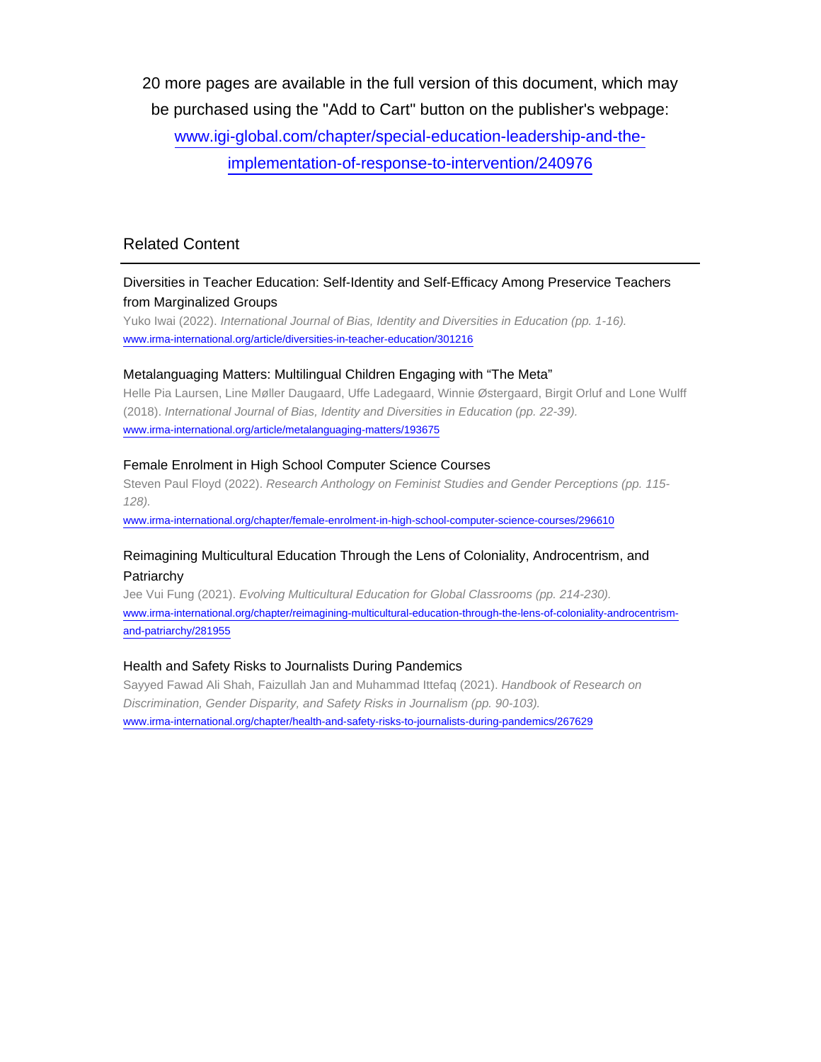20 more pages are available in the full version of this document, which may be purchased using the "Add to Cart" button on the publisher's webpage: www.igi-global.com/chapter/special-education-leadership-and-the-implementation-of-response-to-intervention/240976

## Related Content

Diversities in Teacher Education: Self-Identity and Self-Efficacy Among Preservice Teachers from Marginalized Groups
Yuko Iwai (2022). *International Journal of Bias, Identity and Diversities in Education (pp. 1-16).*
www.irma-international.org/article/diversities-in-teacher-education/301216

Metalanguaging Matters: Multilingual Children Engaging with "The Meta"
Helle Pia Laursen, Line Møller Daugaard, Uffe Ladegaard, Winnie Østergaard, Birgit Orluf and Lone Wulff (2018). *International Journal of Bias, Identity and Diversities in Education (pp. 22-39).*
www.irma-international.org/article/metalanguaging-matters/193675

Female Enrolment in High School Computer Science Courses
Steven Paul Floyd (2022). *Research Anthology on Feminist Studies and Gender Perceptions (pp. 115-128).*
www.irma-international.org/chapter/female-enrolment-in-high-school-computer-science-courses/296610

Reimagining Multicultural Education Through the Lens of Coloniality, Androcentrism, and Patriarchy
Jee Vui Fung (2021). *Evolving Multicultural Education for Global Classrooms (pp. 214-230).*
www.irma-international.org/chapter/reimagining-multicultural-education-through-the-lens-of-coloniality-androcentrism-and-patriarchy/281955

Health and Safety Risks to Journalists During Pandemics
Sayyed Fawad Ali Shah, Faizullah Jan and Muhammad Ittefaq (2021). *Handbook of Research on Discrimination, Gender Disparity, and Safety Risks in Journalism (pp. 90-103).*
www.irma-international.org/chapter/health-and-safety-risks-to-journalists-during-pandemics/267629